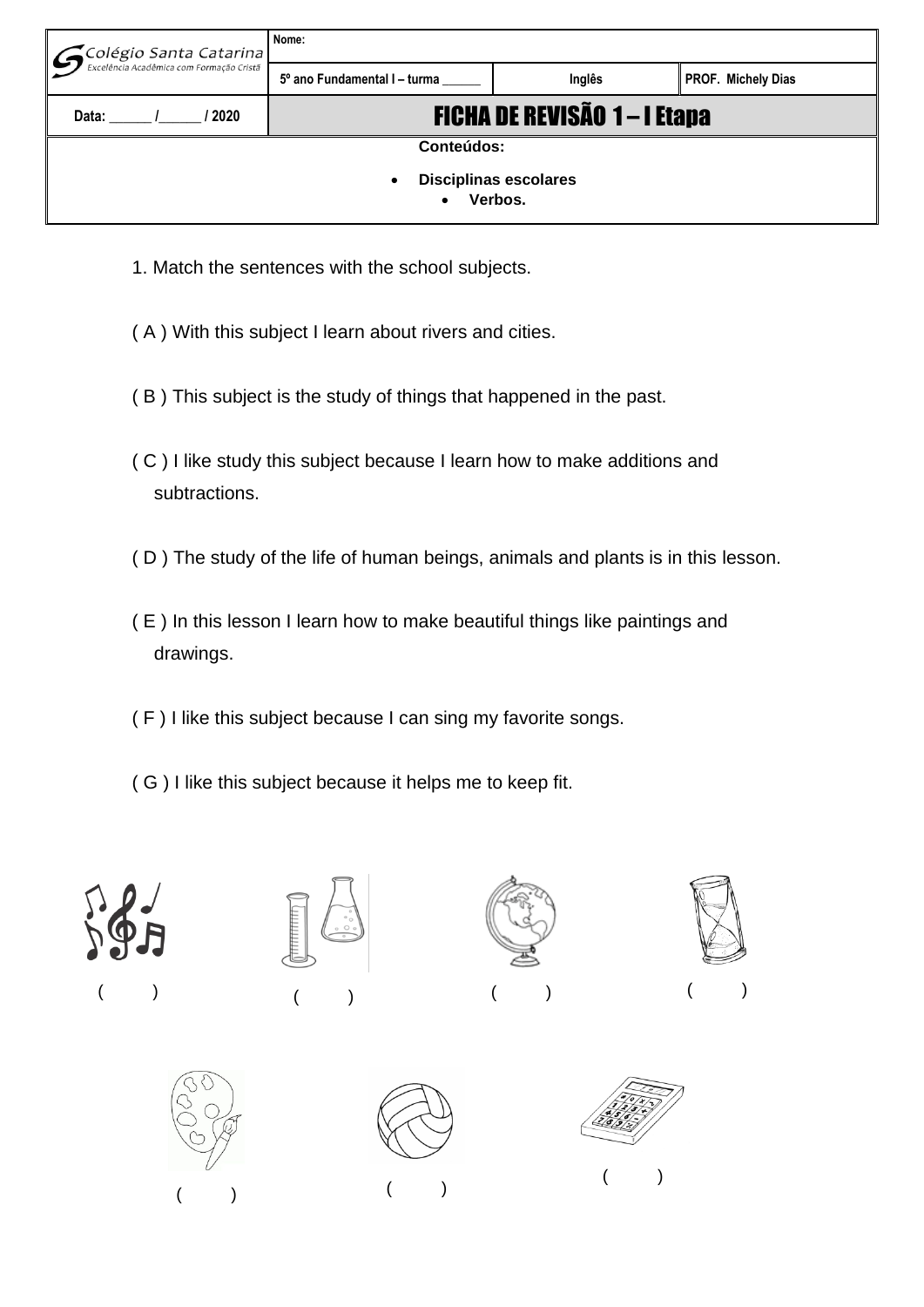| Colégio Santa Catarina — Excelência Acadêmica com Formação Cristã | Nome: | | |
|---|---|---|---|
| | 5º ano Fundamental I – turma ______ | Inglês | PROF. Michely Dias |
| Data: ______ /______ / 2020 | **FICHA DE REVISÃO 1 – I Etapa** | | |

**Conteúdos:**

- **Disciplinas escolares**
- **Verbos.**

1. Match the sentences with the school subjects.

( A ) With this subject I learn about rivers and cities.

( B ) This subject is the study of things that happened in the past.

( C ) I like study this subject because I learn how to make additions and subtractions.

( D ) The study of the life of human beings, animals and plants is in this lesson.

( E ) In this lesson I learn how to make beautiful things like paintings and drawings.

( F ) I like this subject because I can sing my favorite songs.

( G ) I like this subject because it helps me to keep fit.

(    )    (    )    (    )    (    )

(    )    (    )    (    )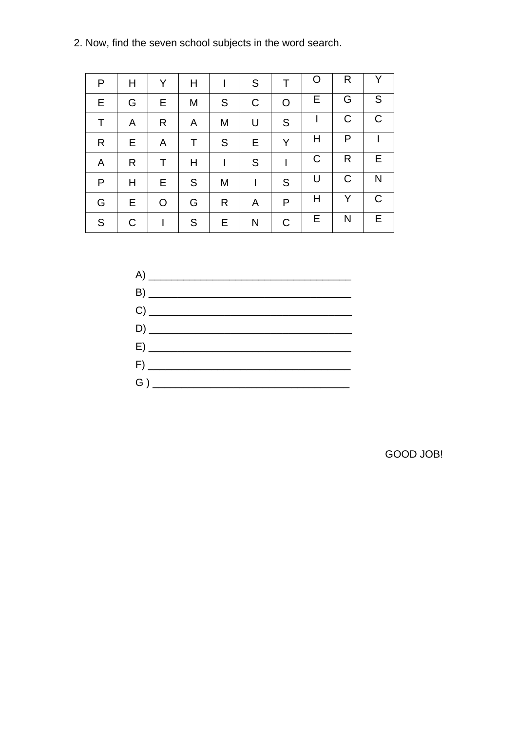2. Now, find the seven school subjects in the word search.

| | | | | | | | | | |
|---|---|---|---|---|---|---|---|---|---|
| P | H | Y | H | I | S | T | O | R | Y |
| E | G | E | M | S | C | O | E | G | S |
| T | A | R | A | M | U | S | I | C | C |
| R | E | A | T | S | E | Y | H | P | I |
| A | R | T | H | I | S | I | C | R | E |
| P | H | E | S | M | I | S | U | C | N |
| G | E | O | G | R | A | P | H | Y | C |
| S | C | I | S | E | N | C | E | N | E |

A) ___________________________________

B) ___________________________________

C) ___________________________________

D) ___________________________________

E) ___________________________________

F) ___________________________________

G ) ___________________________________

GOOD JOB!